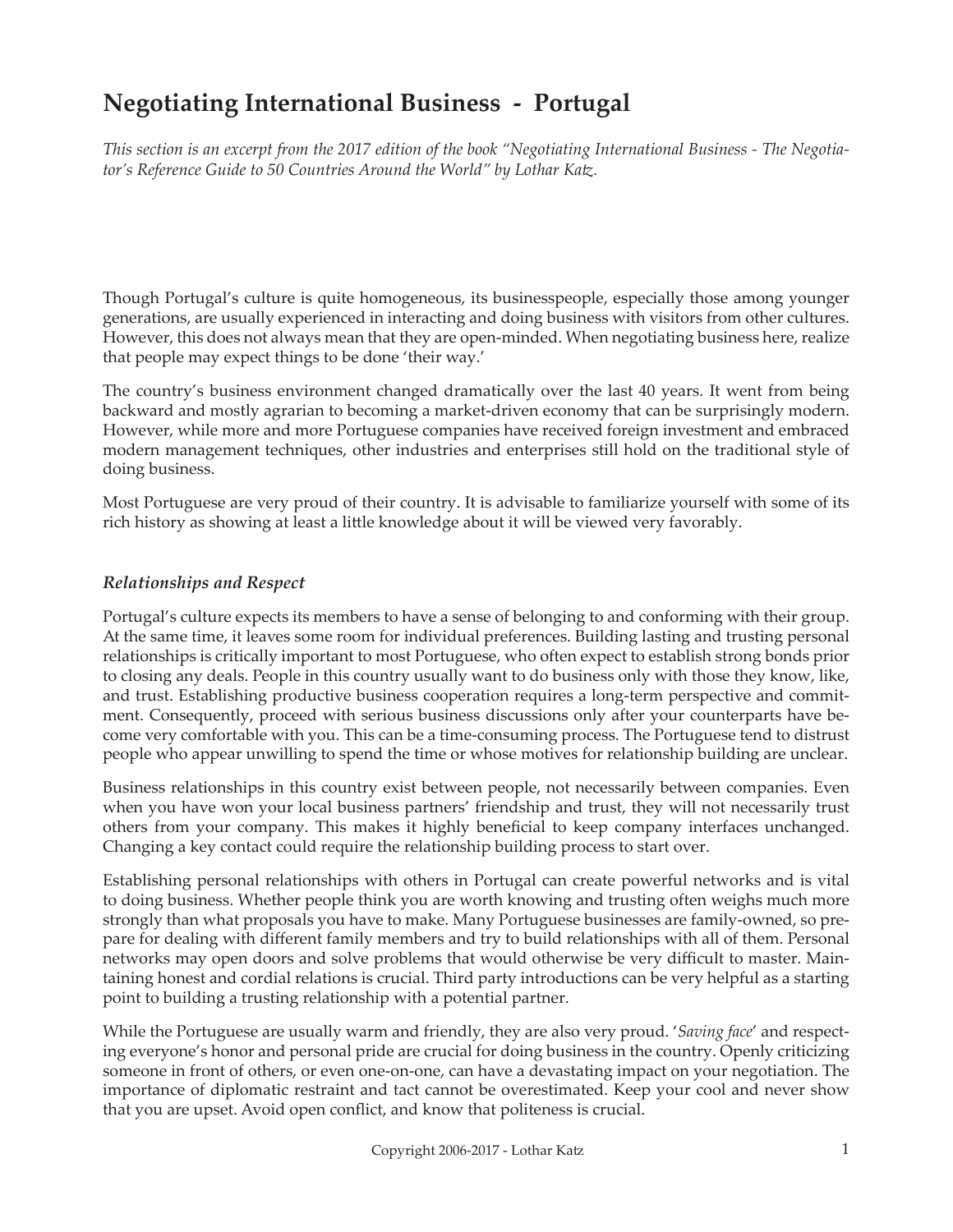# Negotiating International Business - Portugal

*This section is an excerpt from the 2017 edition of the book "Negotiating International Business - The Negotiator's Reference Guide to 50 Countries Around the World" by Lothar Katz.*

Though Portugal's culture is quite homogeneous, its businesspeople, especially those among younger generations, are usually experienced in interacting and doing business with visitors from other cultures. However, this does not always mean that they are open-minded. When negotiating business here, realize that people may expect things to be done 'their way.'

The country's business environment changed dramatically over the last 40 years. It went from being backward and mostly agrarian to becoming a market-driven economy that can be surprisingly modern. However, while more and more Portuguese companies have received foreign investment and embraced modern management techniques, other industries and enterprises still hold on the traditional style of doing business.

Most Portuguese are very proud of their country. It is advisable to familiarize yourself with some of its rich history as showing at least a little knowledge about it will be viewed very favorably.

### *Relationships and Respect*

Portugal's culture expects its members to have a sense of belonging to and conforming with their group. At the same time, it leaves some room for individual preferences. Building lasting and trusting personal relationships is critically important to most Portuguese, who often expect to establish strong bonds prior to closing any deals. People in this country usually want to do business only with those they know, like, and trust. Establishing productive business cooperation requires a long-term perspective and commitment. Consequently, proceed with serious business discussions only after your counterparts have become very comfortable with you. This can be a time-consuming process. The Portuguese tend to distrust people who appear unwilling to spend the time or whose motives for relationship building are unclear.

Business relationships in this country exist between people, not necessarily between companies. Even when you have won your local business partners' friendship and trust, they will not necessarily trust others from your company. This makes it highly beneficial to keep company interfaces unchanged. Changing a key contact could require the relationship building process to start over.

Establishing personal relationships with others in Portugal can create powerful networks and is vital to doing business. Whether people think you are worth knowing and trusting often weighs much more strongly than what proposals you have to make. Many Portuguese businesses are family-owned, so prepare for dealing with different family members and try to build relationships with all of them. Personal networks may open doors and solve problems that would otherwise be very difficult to master. Maintaining honest and cordial relations is crucial. Third party introductions can be very helpful as a starting point to building a trusting relationship with a potential partner.

While the Portuguese are usually warm and friendly, they are also very proud. '*Saving face*' and respecting everyone's honor and personal pride are crucial for doing business in the country. Openly criticizing someone in front of others, or even one-on-one, can have a devastating impact on your negotiation. The importance of diplomatic restraint and tact cannot be overestimated. Keep your cool and never show that you are upset. Avoid open conflict, and know that politeness is crucial.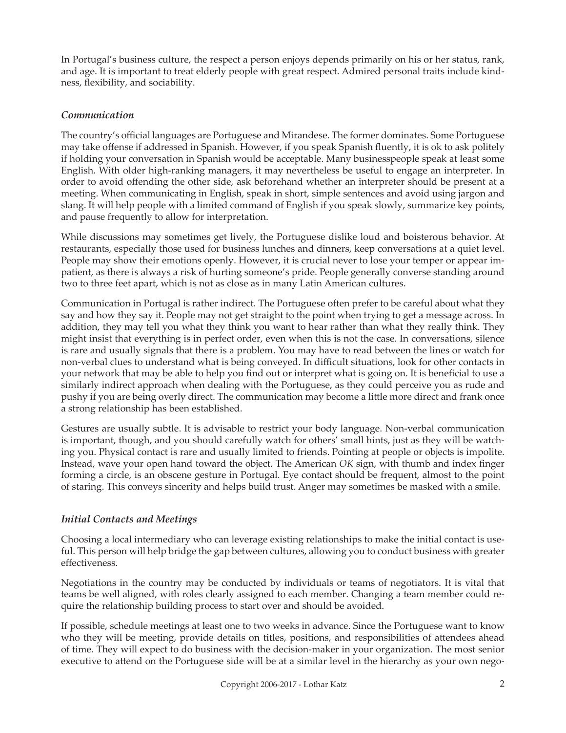In Portugal's business culture, the respect a person enjoys depends primarily on his or her status, rank, and age. It is important to treat elderly people with great respect. Admired personal traits include kindness, flexibility, and sociability.

### *Communication*

The country's official languages are Portuguese and Mirandese. The former dominates. Some Portuguese may take offense if addressed in Spanish. However, if you speak Spanish fluently, it is ok to ask politely if holding your conversation in Spanish would be acceptable. Many businesspeople speak at least some English. With older high-ranking managers, it may nevertheless be useful to engage an interpreter. In order to avoid offending the other side, ask beforehand whether an interpreter should be present at a meeting. When communicating in English, speak in short, simple sentences and avoid using jargon and slang. It will help people with a limited command of English if you speak slowly, summarize key points, and pause frequently to allow for interpretation.

While discussions may sometimes get lively, the Portuguese dislike loud and boisterous behavior. At restaurants, especially those used for business lunches and dinners, keep conversations at a quiet level. People may show their emotions openly. However, it is crucial never to lose your temper or appear impatient, as there is always a risk of hurting someone's pride. People generally converse standing around two to three feet apart, which is not as close as in many Latin American cultures.

Communication in Portugal is rather indirect. The Portuguese often prefer to be careful about what they say and how they say it. People may not get straight to the point when trying to get a message across. In addition, they may tell you what they think you want to hear rather than what they really think. They might insist that everything is in perfect order, even when this is not the case. In conversations, silence is rare and usually signals that there is a problem. You may have to read between the lines or watch for non-verbal clues to understand what is being conveyed. In difficult situations, look for other contacts in your network that may be able to help you find out or interpret what is going on. It is beneficial to use a similarly indirect approach when dealing with the Portuguese, as they could perceive you as rude and pushy if you are being overly direct. The communication may become a little more direct and frank once a strong relationship has been established.

Gestures are usually subtle. It is advisable to restrict your body language. Non-verbal communication is important, though, and you should carefully watch for others' small hints, just as they will be watching you. Physical contact is rare and usually limited to friends. Pointing at people or objects is impolite. Instead, wave your open hand toward the object. The American *OK* sign, with thumb and index finger forming a circle, is an obscene gesture in Portugal. Eye contact should be frequent, almost to the point of staring. This conveys sincerity and helps build trust. Anger may sometimes be masked with a smile.

### *Initial Contacts and Meetings*

Choosing a local intermediary who can leverage existing relationships to make the initial contact is useful. This person will help bridge the gap between cultures, allowing you to conduct business with greater effectiveness.

Negotiations in the country may be conducted by individuals or teams of negotiators. It is vital that teams be well aligned, with roles clearly assigned to each member. Changing a team member could require the relationship building process to start over and should be avoided.

If possible, schedule meetings at least one to two weeks in advance. Since the Portuguese want to know who they will be meeting, provide details on titles, positions, and responsibilities of attendees ahead of time. They will expect to do business with the decision-maker in your organization. The most senior executive to attend on the Portuguese side will be at a similar level in the hierarchy as your own nego-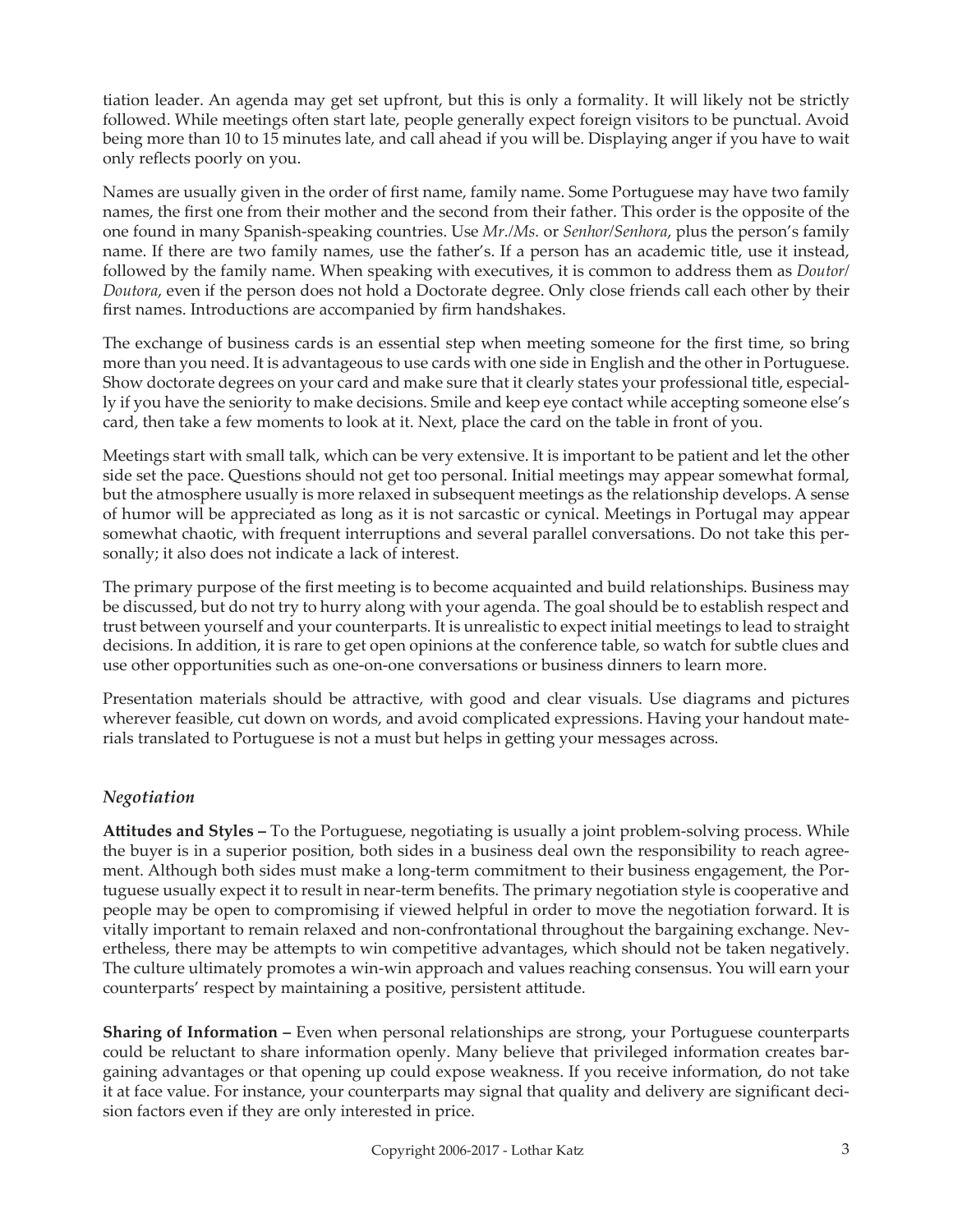tiation leader. An agenda may get set upfront, but this is only a formality. It will likely not be strictly followed. While meetings often start late, people generally expect foreign visitors to be punctual. Avoid being more than 10 to 15 minutes late, and call ahead if you will be. Displaying anger if you have to wait only reflects poorly on you.

Names are usually given in the order of first name, family name. Some Portuguese may have two family names, the first one from their mother and the second from their father. This order is the opposite of the one found in many Spanish-speaking countries. Use *Mr./Ms.* or *Senhor/Senhora*, plus the person's family name. If there are two family names, use the father's. If a person has an academic title, use it instead, followed by the family name. When speaking with executives, it is common to address them as *Doutor/Doutora*, even if the person does not hold a Doctorate degree. Only close friends call each other by their first names. Introductions are accompanied by firm handshakes.

The exchange of business cards is an essential step when meeting someone for the first time, so bring more than you need. It is advantageous to use cards with one side in English and the other in Portuguese. Show doctorate degrees on your card and make sure that it clearly states your professional title, especially if you have the seniority to make decisions. Smile and keep eye contact while accepting someone else's card, then take a few moments to look at it. Next, place the card on the table in front of you.

Meetings start with small talk, which can be very extensive. It is important to be patient and let the other side set the pace. Questions should not get too personal. Initial meetings may appear somewhat formal, but the atmosphere usually is more relaxed in subsequent meetings as the relationship develops. A sense of humor will be appreciated as long as it is not sarcastic or cynical. Meetings in Portugal may appear somewhat chaotic, with frequent interruptions and several parallel conversations. Do not take this personally; it also does not indicate a lack of interest.

The primary purpose of the first meeting is to become acquainted and build relationships. Business may be discussed, but do not try to hurry along with your agenda. The goal should be to establish respect and trust between yourself and your counterparts. It is unrealistic to expect initial meetings to lead to straight decisions. In addition, it is rare to get open opinions at the conference table, so watch for subtle clues and use other opportunities such as one-on-one conversations or business dinners to learn more.

Presentation materials should be attractive, with good and clear visuals. Use diagrams and pictures wherever feasible, cut down on words, and avoid complicated expressions. Having your handout materials translated to Portuguese is not a must but helps in getting your messages across.

### *Negotiation*

**Attitudes and Styles –** To the Portuguese, negotiating is usually a joint problem-solving process. While the buyer is in a superior position, both sides in a business deal own the responsibility to reach agreement. Although both sides must make a long-term commitment to their business engagement, the Portuguese usually expect it to result in near-term benefits. The primary negotiation style is cooperative and people may be open to compromising if viewed helpful in order to move the negotiation forward. It is vitally important to remain relaxed and non-confrontational throughout the bargaining exchange. Nevertheless, there may be attempts to win competitive advantages, which should not be taken negatively. The culture ultimately promotes a win-win approach and values reaching consensus. You will earn your counterparts' respect by maintaining a positive, persistent attitude.

**Sharing of Information –** Even when personal relationships are strong, your Portuguese counterparts could be reluctant to share information openly. Many believe that privileged information creates bargaining advantages or that opening up could expose weakness. If you receive information, do not take it at face value. For instance, your counterparts may signal that quality and delivery are significant decision factors even if they are only interested in price.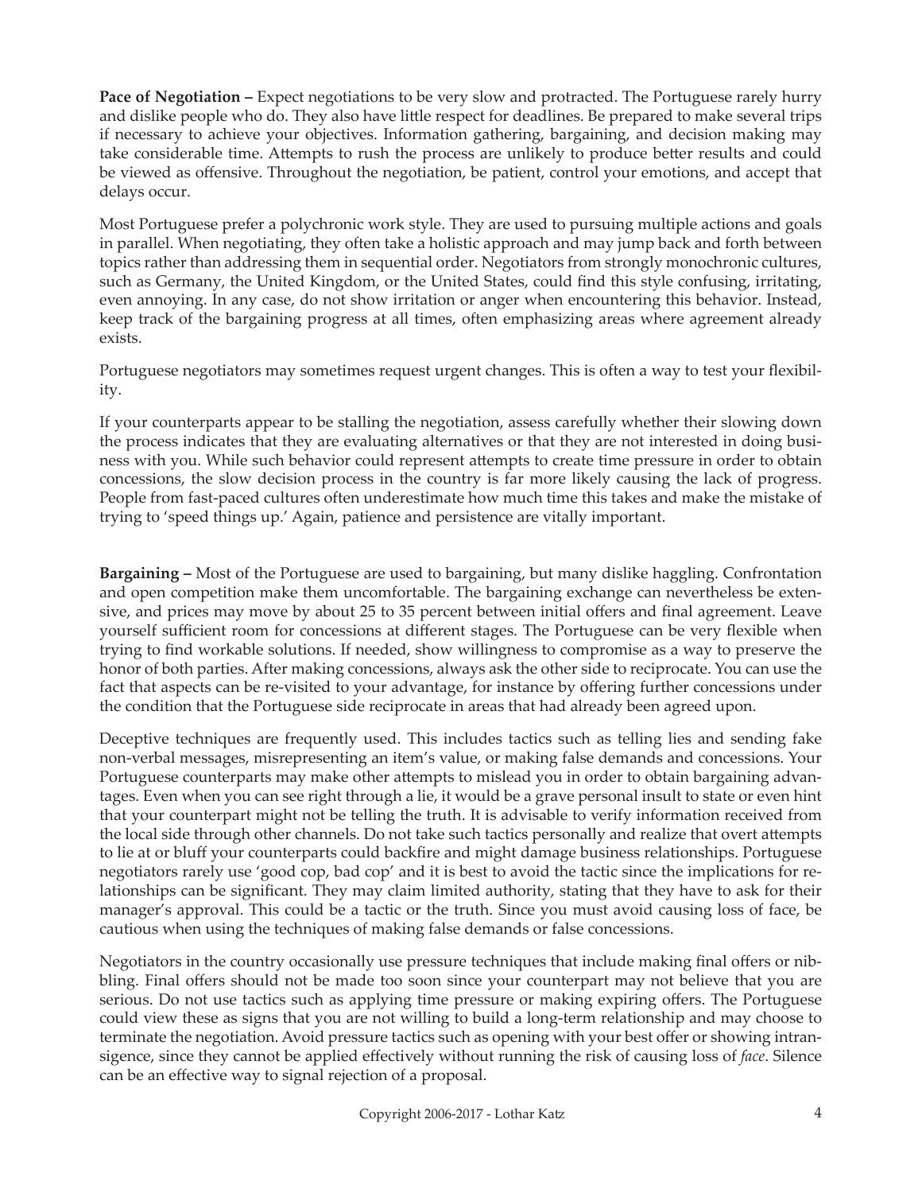**Pace of Negotiation –** Expect negotiations to be very slow and protracted. The Portuguese rarely hurry and dislike people who do. They also have little respect for deadlines. Be prepared to make several trips if necessary to achieve your objectives. Information gathering, bargaining, and decision making may take considerable time. Attempts to rush the process are unlikely to produce better results and could be viewed as offensive. Throughout the negotiation, be patient, control your emotions, and accept that delays occur.

Most Portuguese prefer a polychronic work style. They are used to pursuing multiple actions and goals in parallel. When negotiating, they often take a holistic approach and may jump back and forth between topics rather than addressing them in sequential order. Negotiators from strongly monochronic cultures, such as Germany, the United Kingdom, or the United States, could find this style confusing, irritating, even annoying. In any case, do not show irritation or anger when encountering this behavior. Instead, keep track of the bargaining progress at all times, often emphasizing areas where agreement already exists.

Portuguese negotiators may sometimes request urgent changes. This is often a way to test your flexibility.

If your counterparts appear to be stalling the negotiation, assess carefully whether their slowing down the process indicates that they are evaluating alternatives or that they are not interested in doing business with you. While such behavior could represent attempts to create time pressure in order to obtain concessions, the slow decision process in the country is far more likely causing the lack of progress. People from fast-paced cultures often underestimate how much time this takes and make the mistake of trying to 'speed things up.' Again, patience and persistence are vitally important.

**Bargaining –** Most of the Portuguese are used to bargaining, but many dislike haggling. Confrontation and open competition make them uncomfortable. The bargaining exchange can nevertheless be extensive, and prices may move by about 25 to 35 percent between initial offers and final agreement. Leave yourself sufficient room for concessions at different stages. The Portuguese can be very flexible when trying to find workable solutions. If needed, show willingness to compromise as a way to preserve the honor of both parties. After making concessions, always ask the other side to reciprocate. You can use the fact that aspects can be re-visited to your advantage, for instance by offering further concessions under the condition that the Portuguese side reciprocate in areas that had already been agreed upon.

Deceptive techniques are frequently used. This includes tactics such as telling lies and sending fake non-verbal messages, misrepresenting an item's value, or making false demands and concessions. Your Portuguese counterparts may make other attempts to mislead you in order to obtain bargaining advantages. Even when you can see right through a lie, it would be a grave personal insult to state or even hint that your counterpart might not be telling the truth. It is advisable to verify information received from the local side through other channels. Do not take such tactics personally and realize that overt attempts to lie at or bluff your counterparts could backfire and might damage business relationships. Portuguese negotiators rarely use 'good cop, bad cop' and it is best to avoid the tactic since the implications for relationships can be significant. They may claim limited authority, stating that they have to ask for their manager's approval. This could be a tactic or the truth. Since you must avoid causing loss of face, be cautious when using the techniques of making false demands or false concessions.

Negotiators in the country occasionally use pressure techniques that include making final offers or nibbling. Final offers should not be made too soon since your counterpart may not believe that you are serious. Do not use tactics such as applying time pressure or making expiring offers. The Portuguese could view these as signs that you are not willing to build a long-term relationship and may choose to terminate the negotiation. Avoid pressure tactics such as opening with your best offer or showing intransigence, since they cannot be applied effectively without running the risk of causing loss of *face*. Silence can be an effective way to signal rejection of a proposal.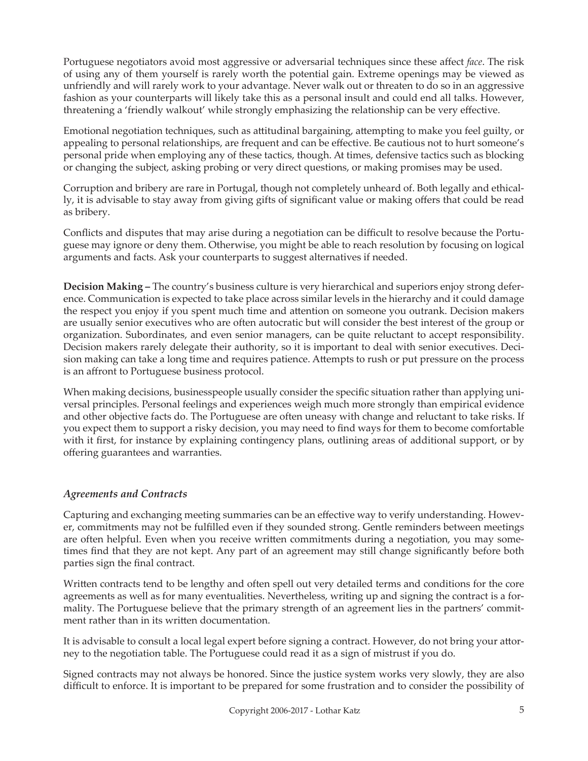Portuguese negotiators avoid most aggressive or adversarial techniques since these affect *face*. The risk of using any of them yourself is rarely worth the potential gain. Extreme openings may be viewed as unfriendly and will rarely work to your advantage. Never walk out or threaten to do so in an aggressive fashion as your counterparts will likely take this as a personal insult and could end all talks. However, threatening a 'friendly walkout' while strongly emphasizing the relationship can be very effective.

Emotional negotiation techniques, such as attitudinal bargaining, attempting to make you feel guilty, or appealing to personal relationships, are frequent and can be effective. Be cautious not to hurt someone's personal pride when employing any of these tactics, though. At times, defensive tactics such as blocking or changing the subject, asking probing or very direct questions, or making promises may be used.

Corruption and bribery are rare in Portugal, though not completely unheard of. Both legally and ethically, it is advisable to stay away from giving gifts of significant value or making offers that could be read as bribery.

Conflicts and disputes that may arise during a negotiation can be difficult to resolve because the Portuguese may ignore or deny them. Otherwise, you might be able to reach resolution by focusing on logical arguments and facts. Ask your counterparts to suggest alternatives if needed.

**Decision Making –** The country's business culture is very hierarchical and superiors enjoy strong deference. Communication is expected to take place across similar levels in the hierarchy and it could damage the respect you enjoy if you spent much time and attention on someone you outrank. Decision makers are usually senior executives who are often autocratic but will consider the best interest of the group or organization. Subordinates, and even senior managers, can be quite reluctant to accept responsibility. Decision makers rarely delegate their authority, so it is important to deal with senior executives. Decision making can take a long time and requires patience. Attempts to rush or put pressure on the process is an affront to Portuguese business protocol.

When making decisions, businesspeople usually consider the specific situation rather than applying universal principles. Personal feelings and experiences weigh much more strongly than empirical evidence and other objective facts do. The Portuguese are often uneasy with change and reluctant to take risks. If you expect them to support a risky decision, you may need to find ways for them to become comfortable with it first, for instance by explaining contingency plans, outlining areas of additional support, or by offering guarantees and warranties.

### *Agreements and Contracts*

Capturing and exchanging meeting summaries can be an effective way to verify understanding. However, commitments may not be fulfilled even if they sounded strong. Gentle reminders between meetings are often helpful. Even when you receive written commitments during a negotiation, you may sometimes find that they are not kept. Any part of an agreement may still change significantly before both parties sign the final contract.

Written contracts tend to be lengthy and often spell out very detailed terms and conditions for the core agreements as well as for many eventualities. Nevertheless, writing up and signing the contract is a formality. The Portuguese believe that the primary strength of an agreement lies in the partners' commitment rather than in its written documentation.

It is advisable to consult a local legal expert before signing a contract. However, do not bring your attorney to the negotiation table. The Portuguese could read it as a sign of mistrust if you do.

Signed contracts may not always be honored. Since the justice system works very slowly, they are also difficult to enforce. It is important to be prepared for some frustration and to consider the possibility of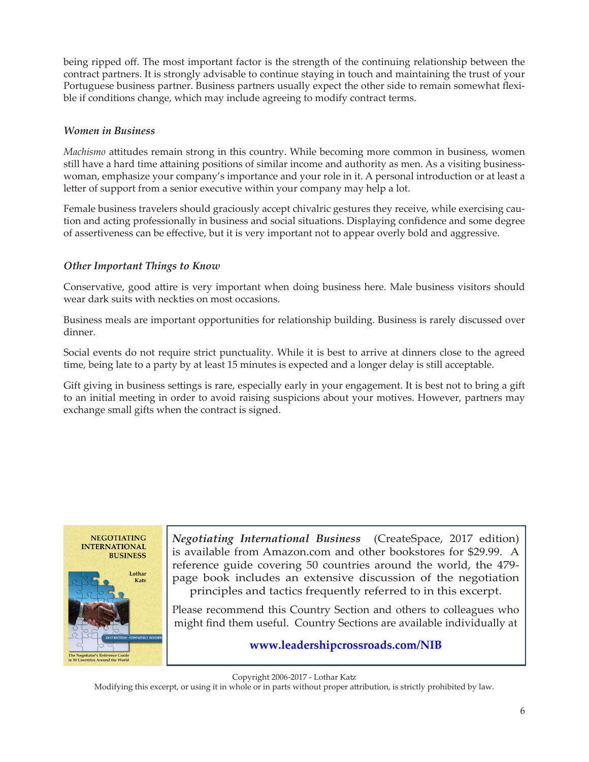being ripped off. The most important factor is the strength of the continuing relationship between the contract partners. It is strongly advisable to continue staying in touch and maintaining the trust of your Portuguese business partner. Business partners usually expect the other side to remain somewhat flexible if conditions change, which may include agreeing to modify contract terms.

### *Women in Business*

*Machismo* attitudes remain strong in this country. While becoming more common in business, women still have a hard time attaining positions of similar income and authority as men. As a visiting businesswoman, emphasize your company's importance and your role in it. A personal introduction or at least a letter of support from a senior executive within your company may help a lot.

Female business travelers should graciously accept chivalric gestures they receive, while exercising caution and acting professionally in business and social situations. Displaying confidence and some degree of assertiveness can be effective, but it is very important not to appear overly bold and aggressive.

### *Other Important Things to Know*

Conservative, good attire is very important when doing business here. Male business visitors should wear dark suits with neckties on most occasions.

Business meals are important opportunities for relationship building. Business is rarely discussed over dinner.

Social events do not require strict punctuality. While it is best to arrive at dinners close to the agreed time, being late to a party by at least 15 minutes is expected and a longer delay is still acceptable.

Gift giving in business settings is rare, especially early in your engagement. It is best not to bring a gift to an initial meeting in order to avoid raising suspicions about your motives. However, partners may exchange small gifts when the contract is signed.

NEGOTIATING INTERNATIONAL BUSINESS

Lothar Katz

2017 EDITION - COMPLETELY REVISED

The Negotiator's Reference Guide to 50 Countries Around the World

*Negotiating International Business* (CreateSpace, 2017 edition) is available from Amazon.com and other bookstores for $29.99. A reference guide covering 50 countries around the world, the 479-page book includes an extensive discussion of the negotiation principles and tactics frequently referred to in this excerpt.

Please recommend this Country Section and others to colleagues who might find them useful. Country Sections are available individually at

**www.leadershipcrossroads.com/NIB**

Copyright 2006-2017 - Lothar Katz
Modifying this excerpt, or using it in whole or in parts without proper attribution, is strictly prohibited by law.